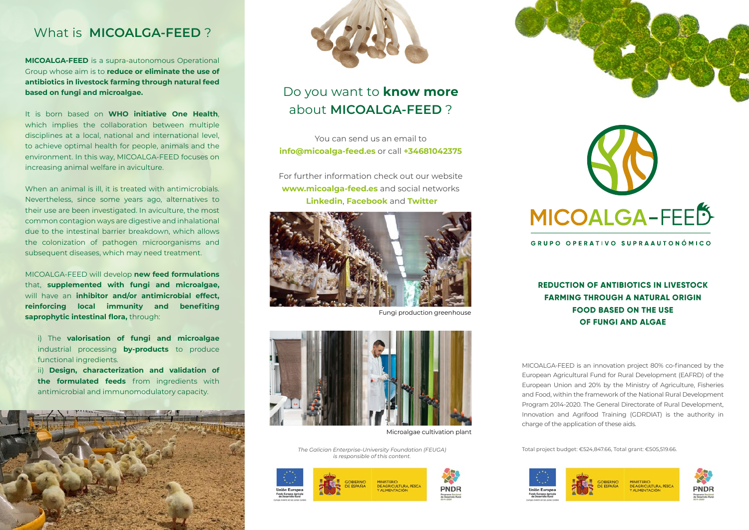## What is **MICOALGA-FEED** ?

**MICOALGA-FEED** is a supra-autonomous Operational Group whose aim is to **reduce or eliminate the use of antibiotics in livestock farming through natural feed based on fungi and microalgae.**

It is born based on **WHO initiative One Health**, which implies the collaboration between multiple disciplines at a local, national and international level, to achieve optimal health for people, animals and the environment. In this way, MICOALGA-FEED focuses on increasing animal welfare in aviculture.

When an animal is ill, it is treated with antimicrobials. Nevertheless, since some years ago, alternatives to their use are been investigated. In aviculture, the most common contagion ways are digestive and inhalational due to the intestinal barrier breakdown, which allows the colonization of pathogen microorganisms and subsequent diseases, which may need treatment.

MICOALGA-FEED will develop **new feed formulations** that, **supplemented with fungi and microalgae,** will have an **inhibitor and/or antimicrobial effect, reinforcing local immunity and benefiting saprophytic intestinal flora,** through:

i) The **valorisation of fungi and microalgae** industrial processing **by-products** to produce functional ingredients.
ii) **Design, characterization and validation of the formulated feeds** from ingredients with antimicrobial and immunomodulatory capacity.

## Do you want to **know more** about **MICOALGA-FEED** ?

You can send us an email to **info@micoalga-feed.es** or call **+34681042375**

For further information check out our website **www.micoalga-feed.es** and social networks **Linkedin**, **Facebook** and **Twitter**

Fungi production greenhouse

Microalgae cultivation plant

*The Galician Enterprise-University Foundation (FEUGA) is responsible of this content.*

Unión Europea
Fondo Europeo Agrícola de Desarrollo Rural
GOBIERNO DE ESPAÑA
MINISTERIO DE AGRICULTURA, PESCA Y ALIMENTACIÓN
PNDR

# MICOALGA-FEED

GRUPO OPERATIVO SUPRAAUTONÓMICO

### REDUCTION OF ANTIBIOTICS IN LIVESTOCK FARMING THROUGH A NATURAL ORIGIN FOOD BASED ON THE USE OF FUNGI AND ALGAE

MICOALGA-FEED is an innovation project 80% co-financed by the European Agricultural Fund for Rural Development (EAFRD) of the European Union and 20% by the Ministry of Agriculture, Fisheries and Food, within the framework of the National Rural Development Program 2014-2020. The General Directorate of Rural Development, Innovation and Agrifood Training (GDRDIAT) is the authority in charge of the application of these aids.

Total project budget: €524,847.66, Total grant: €505,519.66.

Unión Europea
Fondo Europeo Agrícola de Desarrollo Rural
GOBIERNO DE ESPAÑA
MINISTERIO DE AGRICULTURA, PESCA Y ALIMENTACIÓN
PNDR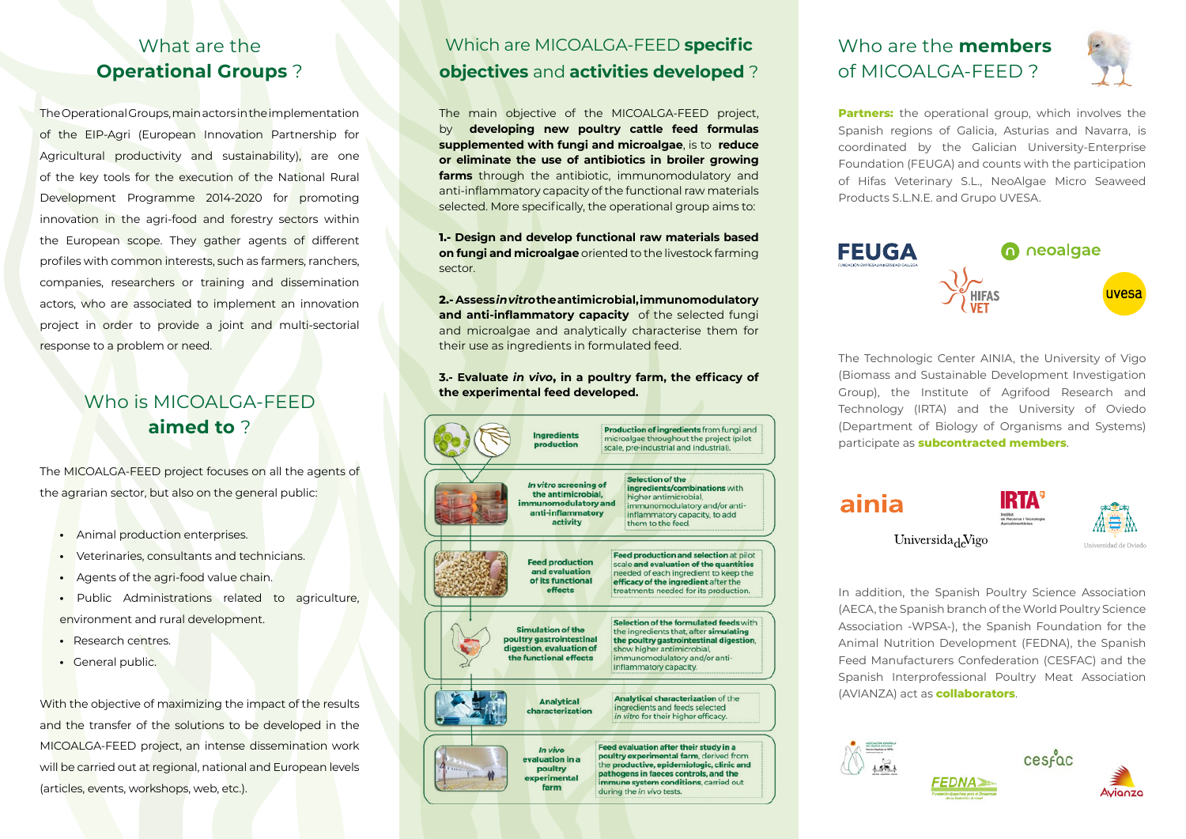## What are the **Operational Groups** ?

The Operational Groups, main actors in the implementation of the EIP-Agri (European Innovation Partnership for Agricultural productivity and sustainability), are one of the key tools for the execution of the National Rural Development Programme 2014-2020 for promoting innovation in the agri-food and forestry sectors within the European scope. They gather agents of different profiles with common interests, such as farmers, ranchers, companies, researchers or training and dissemination actors, who are associated to implement an innovation project in order to provide a joint and multi-sectorial response to a problem or need.

## Who is MICOALGA-FEED **aimed to** ?

The MICOALGA-FEED project focuses on all the agents of the agrarian sector, but also on the general public:

- Animal production enterprises.
- Veterinaries, consultants and technicians.
- Agents of the agri-food value chain.
- Public Administrations related to agriculture, environment and rural development.
- Research centres.
- General public.

With the objective of maximizing the impact of the results and the transfer of the solutions to be developed in the MICOALGA-FEED project, an intense dissemination work will be carried out at regional, national and European levels (articles, events, workshops, web, etc.).

## Which are MICOALGA-FEED **specific objectives** and **activities developed** ?

The main objective of the MICOALGA-FEED project, by **developing new poultry cattle feed formulas supplemented with fungi and microalgae**, is to **reduce or eliminate the use of antibiotics in broiler growing farms** through the antibiotic, immunomodulatory and anti-inflammatory capacity of the functional raw materials selected. More specifically, the operational group aims to:

**1.- Design and develop functional raw materials based on fungi and microalgae** oriented to the livestock farming sector.

**2.- Assess *in vitro* the antimicrobial, immunomodulatory and anti-inflammatory capacity** of the selected fungi and microalgae and analytically characterise them for their use as ingredients in formulated feed.

**3.- Evaluate *in vivo*, in a poultry farm, the efficacy of the experimental feed developed.**

| | |
|---|---|
| **Ingredients production** | **Production of ingredients** from fungi and microalgae throughout the project (pilot scale, pre-industrial and industrial). |
| ***In vitro* screening of the antimicrobial, immunomodulatory and anti-inflammatory activity** | **Selection of the ingredients/combinations** with higher antimicrobial, immunomodulatory and/or anti-inflammatory capacity, to add them to the feed. |
| **Feed production and evaluation of its functional effects** | **Feed production and selection** at pilot scale **and evaluation of the quantities** needed of each ingredient to keep the **efficacy of the ingredient** after the treatments needed for its production. |
| **Simulation of the poultry gastrointestinal digestion, evaluation of the functional effects** | **Selection of the formulated feeds** with the ingredients that, after **simulating the poultry gastrointestinal digestion**, show higher antimicrobial, immunomodulatory and/or anti-inflammatory capacity. |
| **Analytical characterization** | **Analytical characterization** of the ingredients and feeds selected *in vitro* for their higher efficacy. |
| ***In vivo* evaluation in a poultry experimental farm** | **Feed evaluation after their study in a poultry experimental farm**, derived from the **productive, epidemiologic, clinic and pathogens in faeces controls, and the immune system conditions**, carried out during the *in vivo* tests. |

## Who are the **members** of MICOALGA-FEED ?

**Partners:** the operational group, which involves the Spanish regions of Galicia, Asturias and Navarra, is coordinated by the Galician University-Enterprise Foundation (FEUGA) and counts with the participation of Hifas Veterinary S.L., NeoAlgae Micro Seaweed Products S.L.N.E. and Grupo UVESA.

FEUGA · neoalgae · HIFAS VET · uvesa

The Technologic Center AINIA, the University of Vigo (Biomass and Sustainable Development Investigation Group), the Institute of Agrifood Research and Technology (IRTA) and the University of Oviedo (Department of Biology of Organisms and Systems) participate as **subcontracted members**.

ainia · IRTA · Universidade de Vigo · Universidad de Oviedo

In addition, the Spanish Poultry Science Association (AECA, the Spanish branch of the World Poultry Science Association -WPSA-), the Spanish Foundation for the Animal Nutrition Development (FEDNA), the Spanish Feed Manufacturers Confederation (CESFAC) and the Spanish Interprofessional Poultry Meat Association (AVIANZA) act as **collaborators**.

AECA · FEDNA · cesfac · Avianza